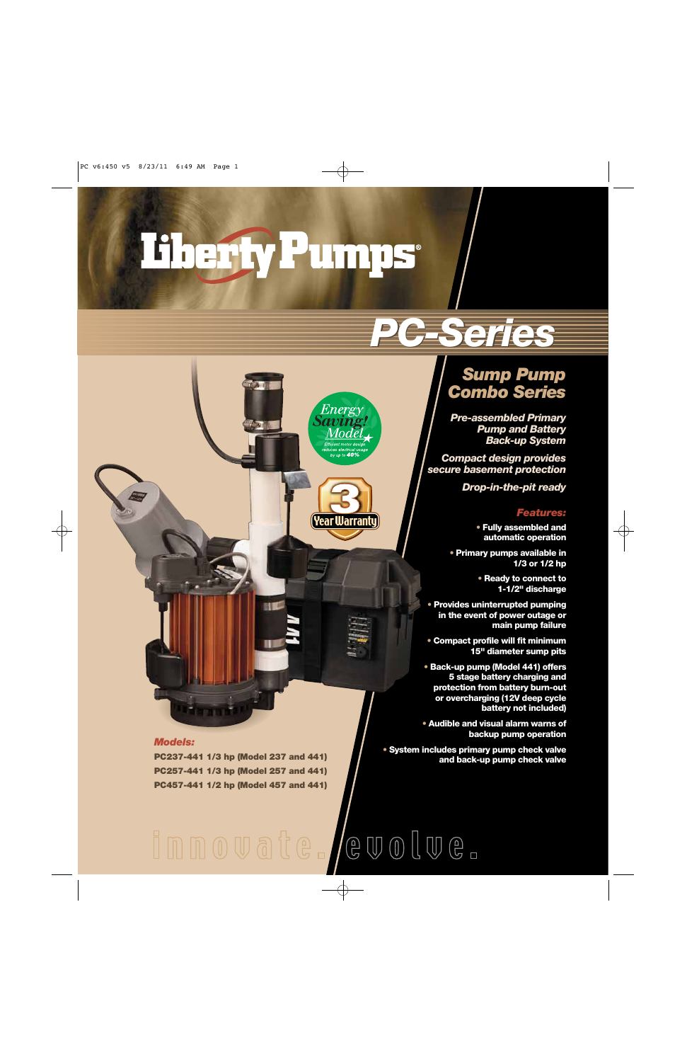# Liberty Pumps®

## PC-Series

### Sump Pump Combo Series

***Pre-assembled Primary Pump and Battery Back-up System***

***Compact design provides secure basement protection***

***Drop-in-the-pit ready***

Energy Saving! Model — Efficient motor design reduces electrical usage by up to 40%

3 Year Warranty

***Features:***

- **Fully assembled and automatic operation**
- **Primary pumps available in 1/3 or 1/2 hp**
- **Ready to connect to 1-1/2" discharge**
- **Provides uninterrupted pumping in the event of power outage or main pump failure**
- **Compact profile will fit minimum 15" diameter sump pits**
- **Back-up pump (Model 441) offers 5 stage battery charging and protection from battery burn-out or overcharging (12V deep cycle battery not included)**
- **Audible and visual alarm warns of backup pump operation**
- **System includes primary pump check valve and back-up pump check valve**

***Models:***

**PC237-441 1/3 hp (Model 237 and 441)**
**PC257-441 1/3 hp (Model 257 and 441)**
**PC457-441 1/2 hp (Model 457 and 441)**

innovate. evolve.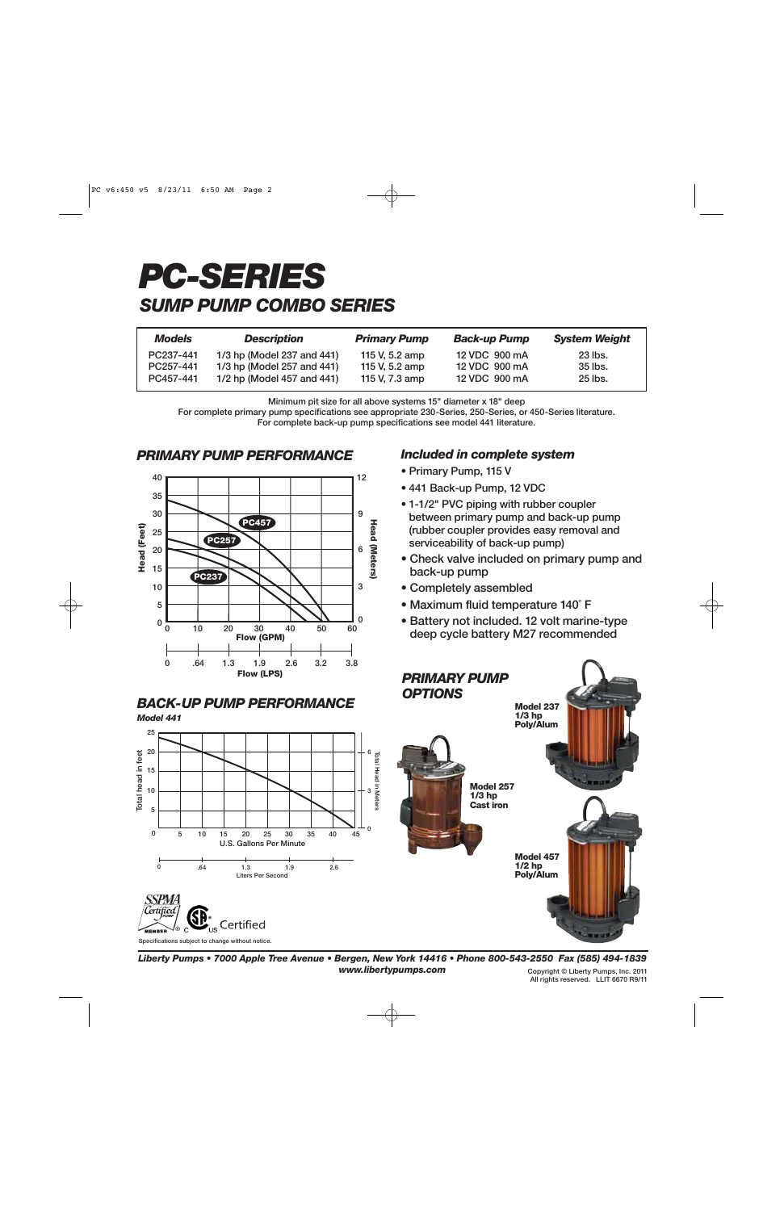# PC-SERIES

## SUMP PUMP COMBO SERIES

| Models | Description | Primary Pump | Back-up Pump | System Weight |
|---|---|---|---|---|
| PC237-441 | 1/3 hp (Model 237 and 441) | 115 V, 5.2 amp | 12 VDC 900 mA | 23 lbs. |
| PC257-441 | 1/3 hp (Model 257 and 441) | 115 V, 5.2 amp | 12 VDC 900 mA | 35 lbs. |
| PC457-441 | 1/2 hp (Model 457 and 441) | 115 V, 7.3 amp | 12 VDC 900 mA | 25 lbs. |

Minimum pit size for all above systems 15" diameter x 18" deep
For complete primary pump specifications see appropriate 230-Series, 250-Series, or 450-Series literature.
For complete back-up pump specifications see model 441 literature.

### PRIMARY PUMP PERFORMANCE

Head (Feet)
0
5
10
15
20
25
30
35
40

Head (Meters)
0
3
6
9
12

Flow (GPM)
0
10
20
30
40
50
60

Flow (LPS)
0
.64
1.3
1.9
2.6
3.2
3.8

PC457
PC257
PC237

### BACK-UP PUMP PERFORMANCE

*Model 441*

Total head in feet
0
5
10
15
20
25

Total Head in Meters
0
3
6

U.S. Gallons Per Minute
5
10
15
20
25
30
35
40
45

Liters Per Second
0
.64
1.3
1.9
2.6

### Included in complete system

- Primary Pump, 115 V
- 441 Back-up Pump, 12 VDC
- 1-1/2" PVC piping with rubber coupler between primary pump and back-up pump (rubber coupler provides easy removal and serviceability of back-up pump)
- Check valve included on primary pump and back-up pump
- Completely assembled
- Maximum fluid temperature 140˚ F
- Battery not included. 12 volt marine-type deep cycle battery M27 recommended

### PRIMARY PUMP OPTIONS

Model 237
1/3 hp
Poly/Alum

Model 257
1/3 hp
Cast iron

Model 457
1/2 hp
Poly/Alum

SSPMA Certified Pump MEMBER
C SA US Certified

Specifications subject to change without notice.

**Liberty Pumps • 7000 Apple Tree Avenue • Bergen, New York 14416 • Phone 800-543-2550 Fax (585) 494-1839**
**www.libertypumps.com**

Copyright © Liberty Pumps, Inc. 2011
All rights reserved. LLIT 6670 R9/11